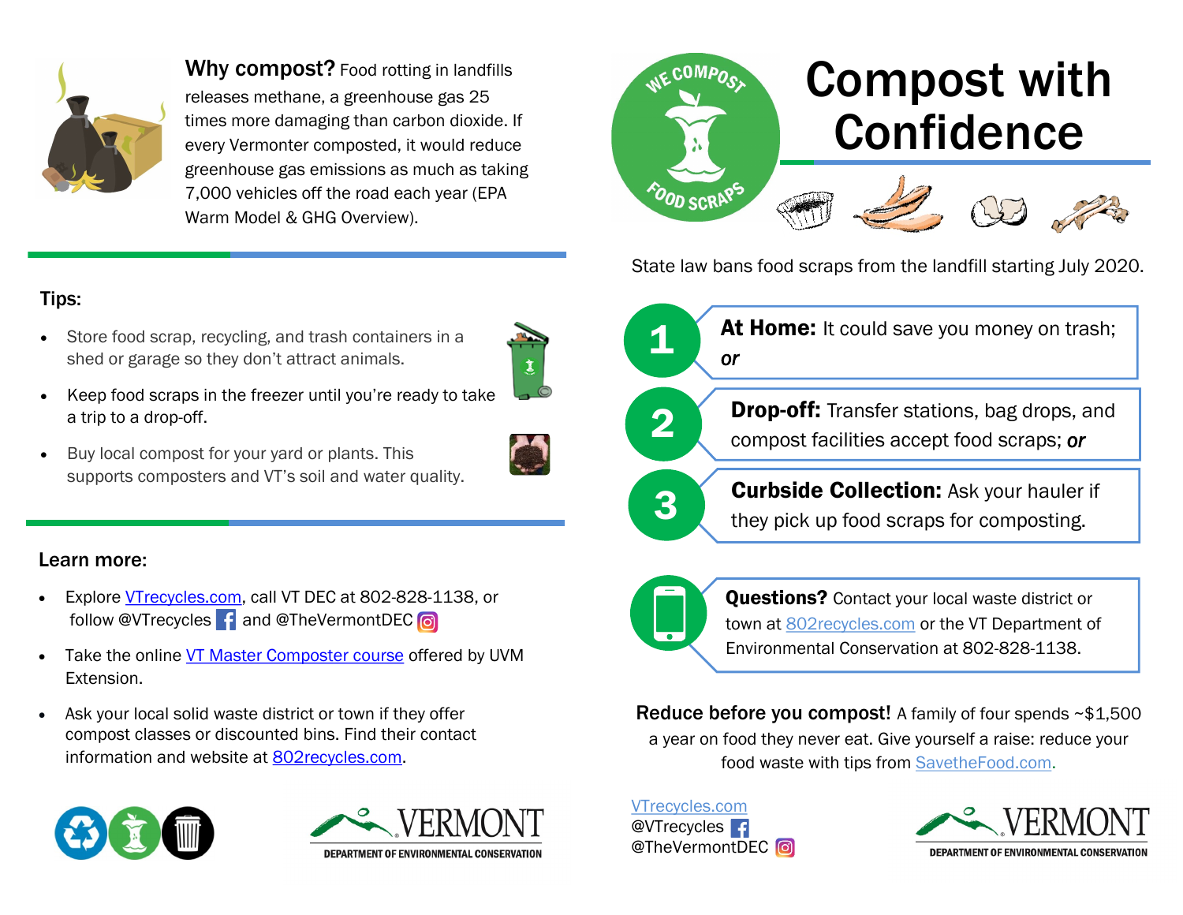**Why compost?** Food rotting in landfills releases methane, a greenhouse gas 25 times more damaging than carbon dioxide. If every Vermonter composted, it would reduce greenhouse gas emissions as much as taking 7,000 vehicles off the road each year (EPA Warm Model & GHG Overview).

## Tips:

- Store food scrap, recycling, and trash containers in a shed or garage so they don't attract animals.
- Keep food scraps in the freezer until you're ready to take a trip to a drop-off.
- Buy local compost for your yard or plants. This supports composters and VT's soil and water quality.

## Learn more:

- Explore VTrecycles.com, call VT DEC at 802-828-1138, or follow @VTrecycles and @TheVermontDEC
- Take the online VT Master Composter course offered by UVM Extension.
- Ask your local solid waste district or town if they offer compost classes or discounted bins. Find their contact information and website at 802recycles.com.

VERMONT
DEPARTMENT OF ENVIRONMENTAL CONSERVATION

WE COMPOST FOOD SCRAPS

# Compost with Confidence

State law bans food scraps from the landfill starting July 2020.

1. **At Home:** It could save you money on trash; *or*
2. **Drop-off:** Transfer stations, bag drops, and compost facilities accept food scraps; *or*
3. **Curbside Collection:** Ask your hauler if they pick up food scraps for composting.

**Questions?** Contact your local waste district or town at 802recycles.com or the VT Department of Environmental Conservation at 802-828-1138.

**Reduce before you compost!** A family of four spends ~$1,500 a year on food they never eat. Give yourself a raise: reduce your food waste with tips from SavetheFood.com.

VTrecycles.com
@VTrecycles
@TheVermontDEC

VERMONT
DEPARTMENT OF ENVIRONMENTAL CONSERVATION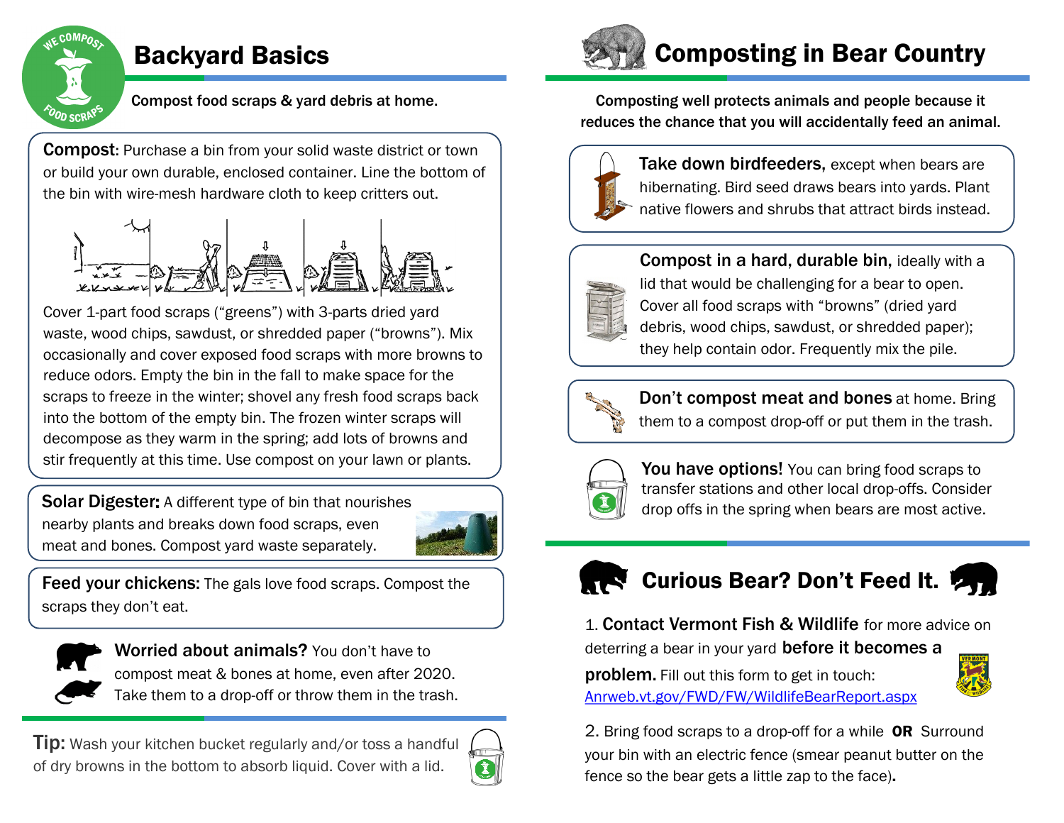# Backyard Basics

**Compost food scraps & yard debris at home.**

**Compost**: Purchase a bin from your solid waste district or town or build your own durable, enclosed container. Line the bottom of the bin with wire-mesh hardware cloth to keep critters out.

Cover 1-part food scraps ("greens") with 3-parts dried yard waste, wood chips, sawdust, or shredded paper ("browns"). Mix occasionally and cover exposed food scraps with more browns to reduce odors. Empty the bin in the fall to make space for the scraps to freeze in the winter; shovel any fresh food scraps back into the bottom of the empty bin. The frozen winter scraps will decompose as they warm in the spring; add lots of browns and stir frequently at this time. Use compost on your lawn or plants.

**Solar Digester:** A different type of bin that nourishes nearby plants and breaks down food scraps, even meat and bones. Compost yard waste separately.

**Feed your chickens:** The gals love food scraps. Compost the scraps they don't eat.

**Worried about animals?** You don't have to compost meat & bones at home, even after 2020. Take them to a drop-off or throw them in the trash.

**Tip:** Wash your kitchen bucket regularly and/or toss a handful of dry browns in the bottom to absorb liquid. Cover with a lid.

# Composting in Bear Country

**Composting well protects animals and people because it reduces the chance that you will accidentally feed an animal.**

**Take down birdfeeders,** except when bears are hibernating. Bird seed draws bears into yards. Plant native flowers and shrubs that attract birds instead.

**Compost in a hard, durable bin,** ideally with a lid that would be challenging for a bear to open. Cover all food scraps with "browns" (dried yard debris, wood chips, sawdust, or shredded paper); they help contain odor. Frequently mix the pile.

**Don't compost meat and bones** at home. Bring them to a compost drop-off or put them in the trash.

**You have options!** You can bring food scraps to transfer stations and other local drop-offs. Consider drop offs in the spring when bears are most active.

## Curious Bear? Don't Feed It.

1. **Contact Vermont Fish & Wildlife** for more advice on deterring a bear in your yard **before it becomes a problem.** Fill out this form to get in touch: Anrweb.vt.gov/FWD/FW/WildlifeBearReport.aspx

2. Bring food scraps to a drop-off for a while **OR** Surround your bin with an electric fence (smear peanut butter on the fence so the bear gets a little zap to the face).